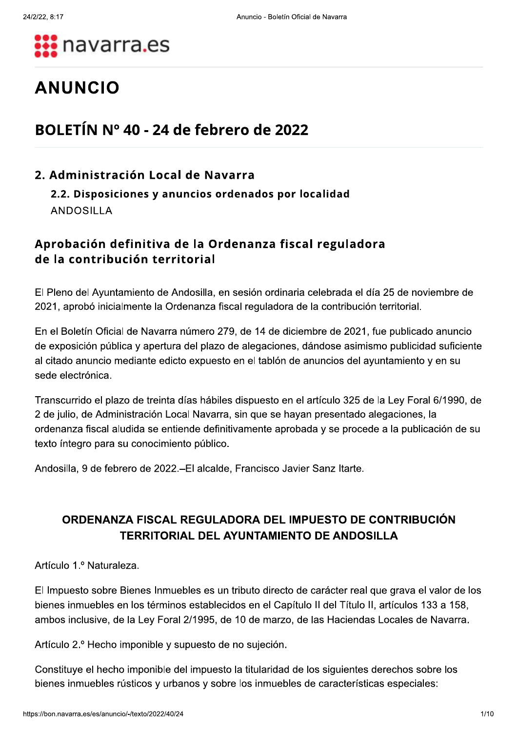# ANUNCIO

## BOLETÍN Nº 40 - 24 de febrero de 2022

### 2. Administración Local de Navarra

#### 2.2. Disposiciones y anuncios ordenados por localidad

ANDOSILLA

### Aprobación definitiva de la Ordenanza fiscal reguladora de la contribución territorial

El Pleno del Ayuntamiento de Andosilla, en sesión ordinaria celebrada el día 25 de noviembre de 2021, aprobó inicialmente la Ordenanza fiscal reguladora de la contribución territorial.

En el Boletín Oficial de Navarra número 279, de 14 de diciembre de 2021, fue publicado anuncio de exposición pública y apertura del plazo de alegaciones, dándose asimismo publicidad suficiente al citado anuncio mediante edicto expuesto en el tablón de anuncios del ayuntamiento y en su sede electrónica.

Transcurrido el plazo de treinta días hábiles dispuesto en el artículo 325 de la Ley Foral 6/1990, de 2 de julio, de Administración Local Navarra, sin que se hayan presentado alegaciones, la ordenanza fiscal aludida se entiende definitivamente aprobada y se procede a la publicación de su texto íntegro para su conocimiento público.

Andosilla, 9 de febrero de 2022.–El alcalde, Francisco Javier Sanz Itarte.

**ORDENANZA FISCAL REGULADORA DEL IMPUESTO DE CONTRIBUCIÓN TERRITORIAL DEL AYUNTAMIENTO DE ANDOSILLA**

Artículo 1.º Naturaleza.

El Impuesto sobre Bienes Inmuebles es un tributo directo de carácter real que grava el valor de los bienes inmuebles en los términos establecidos en el Capítulo II del Título II, artículos 133 a 158, ambos inclusive, de la Ley Foral 2/1995, de 10 de marzo, de las Haciendas Locales de Navarra.

Artículo 2.º Hecho imponible y supuesto de no sujeción.

Constituye el hecho imponible del impuesto la titularidad de los siguientes derechos sobre los bienes inmuebles rústicos y urbanos y sobre los inmuebles de características especiales: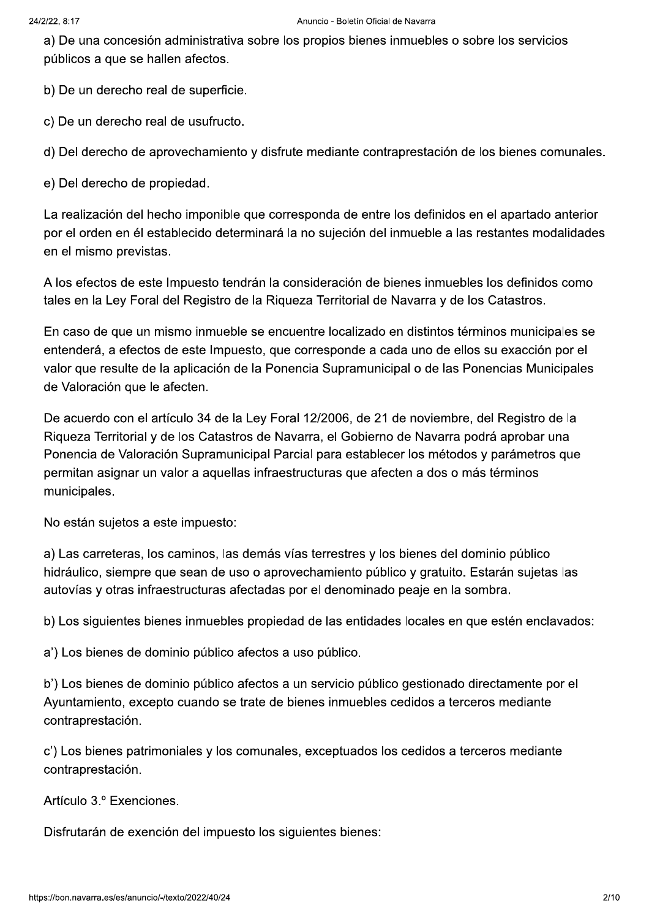a) De una concesión administrativa sobre los propios bienes inmuebles o sobre los servicios públicos a que se hallen afectos.

b) De un derecho real de superficie.

c) De un derecho real de usufructo.

d) Del derecho de aprovechamiento y disfrute mediante contraprestación de los bienes comunales.

e) Del derecho de propiedad.

La realización del hecho imponible que corresponda de entre los definidos en el apartado anterior por el orden en él establecido determinará la no sujeción del inmueble a las restantes modalidades en el mismo previstas.

A los efectos de este Impuesto tendrán la consideración de bienes inmuebles los definidos como tales en la Ley Foral del Registro de la Riqueza Territorial de Navarra y de los Catastros.

En caso de que un mismo inmueble se encuentre localizado en distintos términos municipales se entenderá, a efectos de este Impuesto, que corresponde a cada uno de ellos su exacción por el valor que resulte de la aplicación de la Ponencia Supramunicipal o de las Ponencias Municipales de Valoración que le afecten.

De acuerdo con el artículo 34 de la Ley Foral 12/2006, de 21 de noviembre, del Registro de la Riqueza Territorial y de los Catastros de Navarra, el Gobierno de Navarra podrá aprobar una Ponencia de Valoración Supramunicipal Parcial para establecer los métodos y parámetros que permitan asignar un valor a aquellas infraestructuras que afecten a dos o más términos municipales.

No están sujetos a este impuesto:

a) Las carreteras, los caminos, las demás vías terrestres y los bienes del dominio público hidráulico, siempre que sean de uso o aprovechamiento público y gratuito. Estarán sujetas las autovías y otras infraestructuras afectadas por el denominado peaje en la sombra.

b) Los siguientes bienes inmuebles propiedad de las entidades locales en que estén enclavados:

a') Los bienes de dominio público afectos a uso público.

b') Los bienes de dominio público afectos a un servicio público gestionado directamente por el Ayuntamiento, excepto cuando se trate de bienes inmuebles cedidos a terceros mediante contraprestación.

c') Los bienes patrimoniales y los comunales, exceptuados los cedidos a terceros mediante contraprestación.

Artículo 3.º Exenciones.

Disfrutarán de exención del impuesto los siguientes bienes: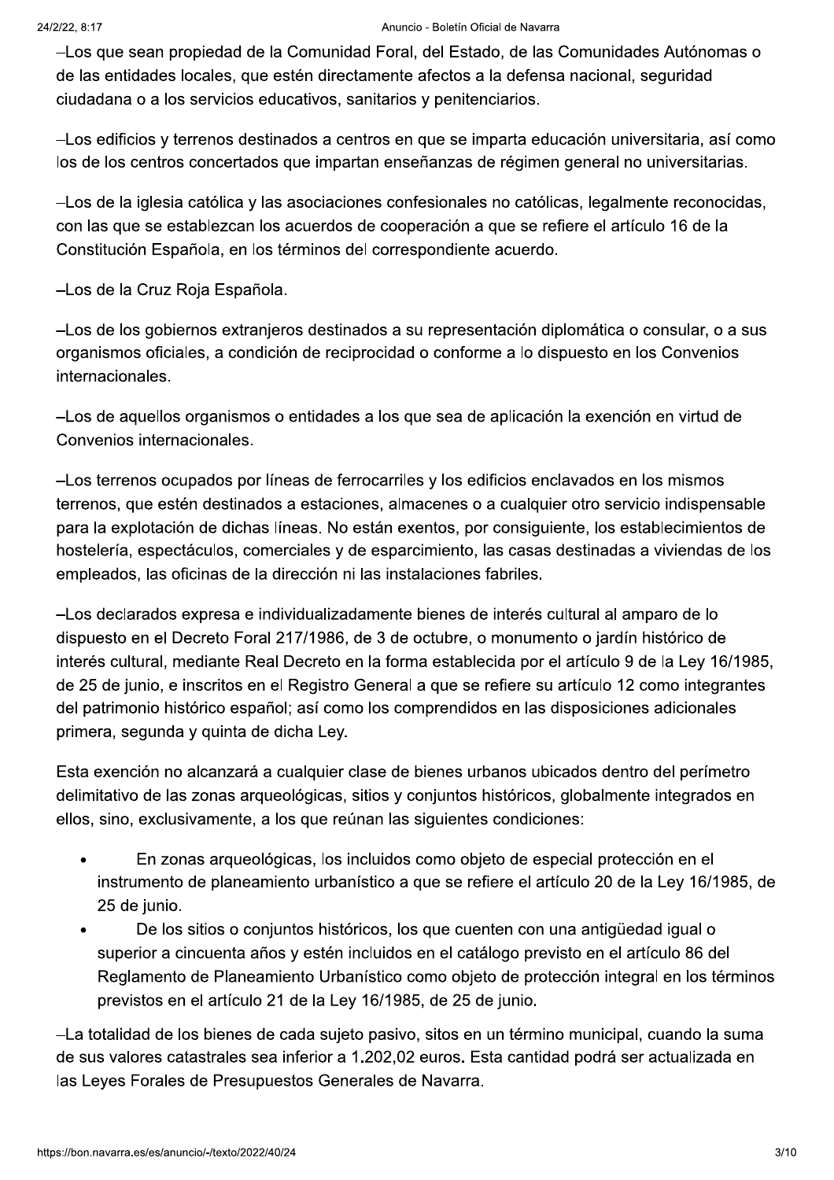–Los que sean propiedad de la Comunidad Foral, del Estado, de las Comunidades Autónomas o de las entidades locales, que estén directamente afectos a la defensa nacional, seguridad ciudadana o a los servicios educativos, sanitarios y penitenciarios.

–Los edificios y terrenos destinados a centros en que se imparta educación universitaria, así como los de los centros concertados que impartan enseñanzas de régimen general no universitarias.

–Los de la iglesia católica y las asociaciones confesionales no católicas, legalmente reconocidas, con las que se establezcan los acuerdos de cooperación a que se refiere el artículo 16 de la Constitución Española, en los términos del correspondiente acuerdo.

–Los de la Cruz Roja Española.

–Los de los gobiernos extranjeros destinados a su representación diplomática o consular, o a sus organismos oficiales, a condición de reciprocidad o conforme a lo dispuesto en los Convenios internacionales.

–Los de aquellos organismos o entidades a los que sea de aplicación la exención en virtud de Convenios internacionales.

–Los terrenos ocupados por líneas de ferrocarriles y los edificios enclavados en los mismos terrenos, que estén destinados a estaciones, almacenes o a cualquier otro servicio indispensable para la explotación de dichas líneas. No están exentos, por consiguiente, los establecimientos de hostelería, espectáculos, comerciales y de esparcimiento, las casas destinadas a viviendas de los empleados, las oficinas de la dirección ni las instalaciones fabriles.

–Los declarados expresa e individualizadamente bienes de interés cultural al amparo de lo dispuesto en el Decreto Foral 217/1986, de 3 de octubre, o monumento o jardín histórico de interés cultural, mediante Real Decreto en la forma establecida por el artículo 9 de la Ley 16/1985, de 25 de junio, e inscritos en el Registro General a que se refiere su artículo 12 como integrantes del patrimonio histórico español; así como los comprendidos en las disposiciones adicionales primera, segunda y quinta de dicha Ley.

Esta exención no alcanzará a cualquier clase de bienes urbanos ubicados dentro del perímetro delimitativo de las zonas arqueológicas, sitios y conjuntos históricos, globalmente integrados en ellos, sino, exclusivamente, a los que reúnan las siguientes condiciones:

- En zonas arqueológicas, los incluidos como objeto de especial protección en el instrumento de planeamiento urbanístico a que se refiere el artículo 20 de la Ley 16/1985, de 25 de junio.
- De los sitios o conjuntos históricos, los que cuenten con una antigüedad igual o superior a cincuenta años y estén incluidos en el catálogo previsto en el artículo 86 del Reglamento de Planeamiento Urbanístico como objeto de protección integral en los términos previstos en el artículo 21 de la Ley 16/1985, de 25 de junio.

–La totalidad de los bienes de cada sujeto pasivo, sitos en un término municipal, cuando la suma de sus valores catastrales sea inferior a 1.202,02 euros. Esta cantidad podrá ser actualizada en las Leyes Forales de Presupuestos Generales de Navarra.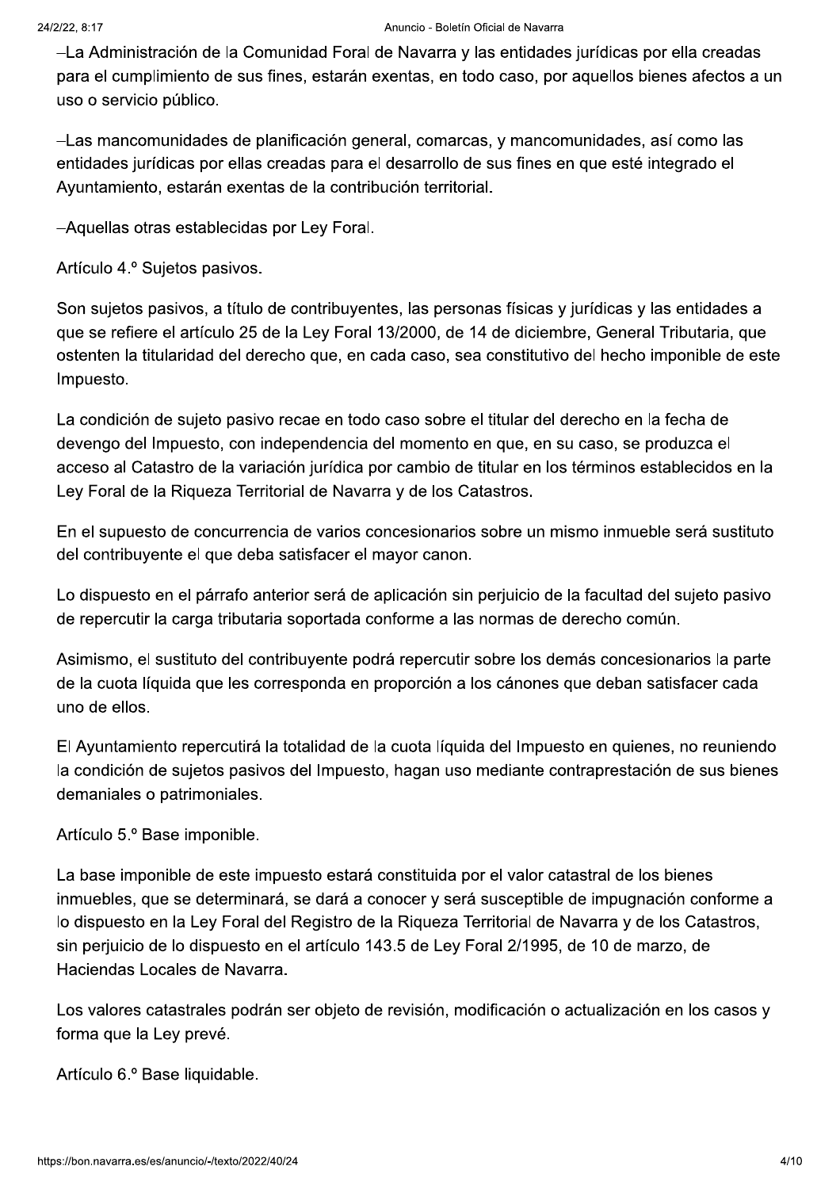–La Administración de la Comunidad Foral de Navarra y las entidades jurídicas por ella creadas para el cumplimiento de sus fines, estarán exentas, en todo caso, por aquellos bienes afectos a un uso o servicio público.

–Las mancomunidades de planificación general, comarcas, y mancomunidades, así como las entidades jurídicas por ellas creadas para el desarrollo de sus fines en que esté integrado el Ayuntamiento, estarán exentas de la contribución territorial.

–Aquellas otras establecidas por Ley Foral.

Artículo 4.º Sujetos pasivos.

Son sujetos pasivos, a título de contribuyentes, las personas físicas y jurídicas y las entidades a que se refiere el artículo 25 de la Ley Foral 13/2000, de 14 de diciembre, General Tributaria, que ostenten la titularidad del derecho que, en cada caso, sea constitutivo del hecho imponible de este Impuesto.

La condición de sujeto pasivo recae en todo caso sobre el titular del derecho en la fecha de devengo del Impuesto, con independencia del momento en que, en su caso, se produzca el acceso al Catastro de la variación jurídica por cambio de titular en los términos establecidos en la Ley Foral de la Riqueza Territorial de Navarra y de los Catastros.

En el supuesto de concurrencia de varios concesionarios sobre un mismo inmueble será sustituto del contribuyente el que deba satisfacer el mayor canon.

Lo dispuesto en el párrafo anterior será de aplicación sin perjuicio de la facultad del sujeto pasivo de repercutir la carga tributaria soportada conforme a las normas de derecho común.

Asimismo, el sustituto del contribuyente podrá repercutir sobre los demás concesionarios la parte de la cuota líquida que les corresponda en proporción a los cánones que deban satisfacer cada uno de ellos.

El Ayuntamiento repercutirá la totalidad de la cuota líquida del Impuesto en quienes, no reuniendo la condición de sujetos pasivos del Impuesto, hagan uso mediante contraprestación de sus bienes demaniales o patrimoniales.

Artículo 5.º Base imponible.

La base imponible de este impuesto estará constituida por el valor catastral de los bienes inmuebles, que se determinará, se dará a conocer y será susceptible de impugnación conforme a lo dispuesto en la Ley Foral del Registro de la Riqueza Territorial de Navarra y de los Catastros, sin perjuicio de lo dispuesto en el artículo 143.5 de Ley Foral 2/1995, de 10 de marzo, de Haciendas Locales de Navarra.

Los valores catastrales podrán ser objeto de revisión, modificación o actualización en los casos y forma que la Ley prevé.

Artículo 6.º Base liquidable.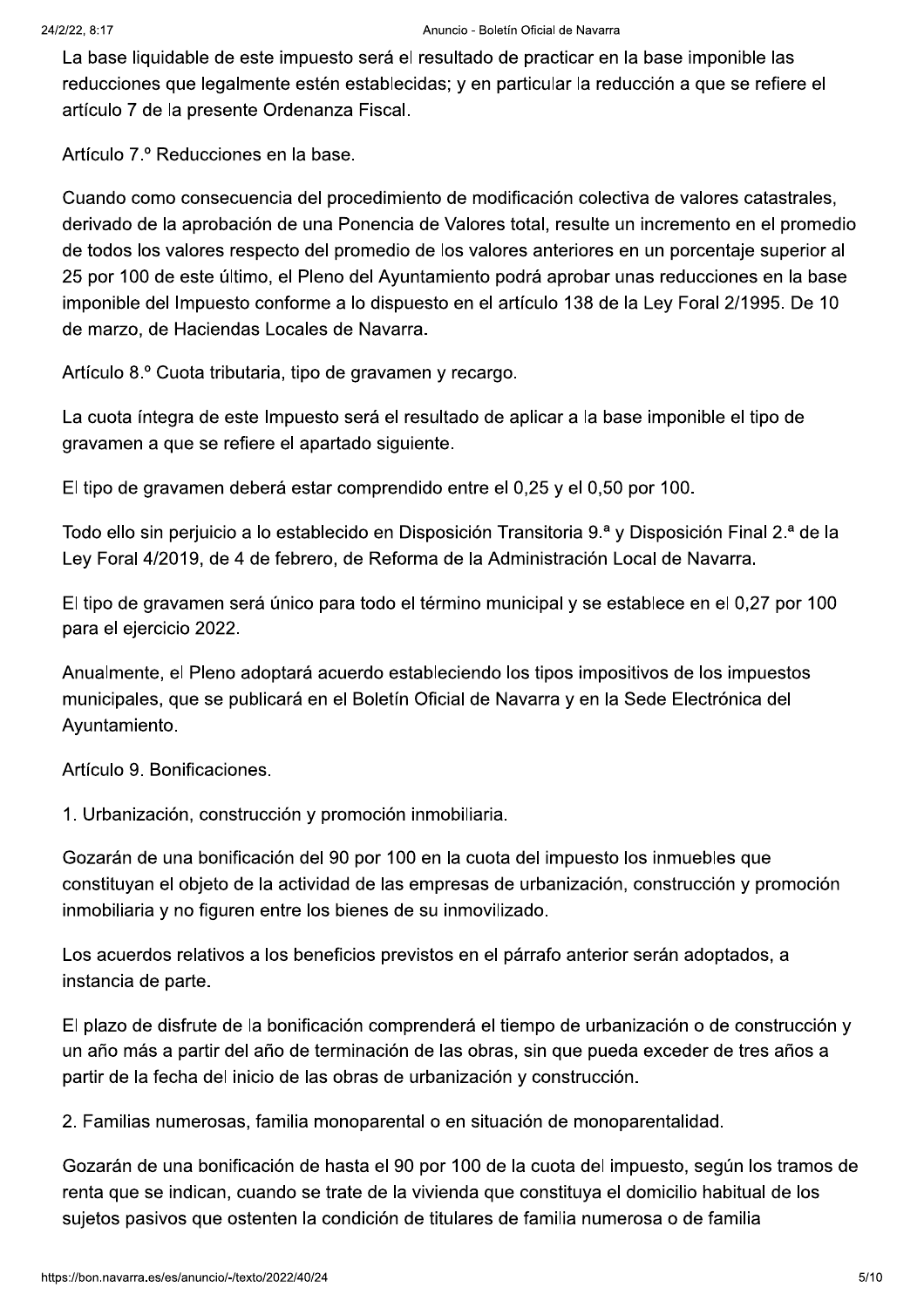La base liquidable de este impuesto será el resultado de practicar en la base imponible las reducciones que legalmente estén establecidas; y en particular la reducción a que se refiere el artículo 7 de la presente Ordenanza Fiscal.

Artículo 7.º Reducciones en la base.

Cuando como consecuencia del procedimiento de modificación colectiva de valores catastrales, derivado de la aprobación de una Ponencia de Valores total, resulte un incremento en el promedio de todos los valores respecto del promedio de los valores anteriores en un porcentaje superior al 25 por 100 de este último, el Pleno del Ayuntamiento podrá aprobar unas reducciones en la base imponible del Impuesto conforme a lo dispuesto en el artículo 138 de la Ley Foral 2/1995. De 10 de marzo, de Haciendas Locales de Navarra.

Artículo 8.º Cuota tributaria, tipo de gravamen y recargo.

La cuota íntegra de este Impuesto será el resultado de aplicar a la base imponible el tipo de gravamen a que se refiere el apartado siguiente.

El tipo de gravamen deberá estar comprendido entre el 0,25 y el 0,50 por 100.

Todo ello sin perjuicio a lo establecido en Disposición Transitoria 9.ª y Disposición Final 2.ª de la Ley Foral 4/2019, de 4 de febrero, de Reforma de la Administración Local de Navarra.

El tipo de gravamen será único para todo el término municipal y se establece en el 0,27 por 100 para el ejercicio 2022.

Anualmente, el Pleno adoptará acuerdo estableciendo los tipos impositivos de los impuestos municipales, que se publicará en el Boletín Oficial de Navarra y en la Sede Electrónica del Ayuntamiento.

Artículo 9. Bonificaciones.

1. Urbanización, construcción y promoción inmobiliaria.

Gozarán de una bonificación del 90 por 100 en la cuota del impuesto los inmuebles que constituyan el objeto de la actividad de las empresas de urbanización, construcción y promoción inmobiliaria y no figuren entre los bienes de su inmovilizado.

Los acuerdos relativos a los beneficios previstos en el párrafo anterior serán adoptados, a instancia de parte.

El plazo de disfrute de la bonificación comprenderá el tiempo de urbanización o de construcción y un año más a partir del año de terminación de las obras, sin que pueda exceder de tres años a partir de la fecha del inicio de las obras de urbanización y construcción.

2. Familias numerosas, familia monoparental o en situación de monoparentalidad.

Gozarán de una bonificación de hasta el 90 por 100 de la cuota del impuesto, según los tramos de renta que se indican, cuando se trate de la vivienda que constituya el domicilio habitual de los sujetos pasivos que ostenten la condición de titulares de familia numerosa o de familia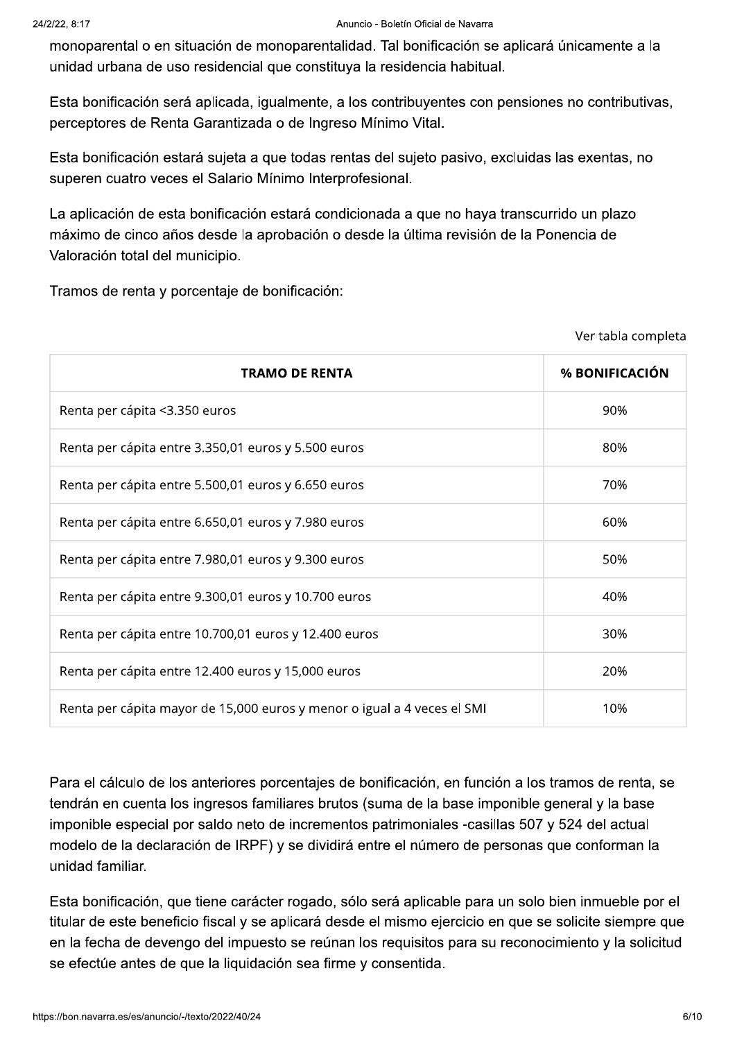monoparental o en situación de monoparentalidad. Tal bonificación se aplicará únicamente a la unidad urbana de uso residencial que constituya la residencia habitual.

Esta bonificación será aplicada, igualmente, a los contribuyentes con pensiones no contributivas, perceptores de Renta Garantizada o de Ingreso Mínimo Vital.

Esta bonificación estará sujeta a que todas rentas del sujeto pasivo, excluidas las exentas, no superen cuatro veces el Salario Mínimo Interprofesional.

La aplicación de esta bonificación estará condicionada a que no haya transcurrido un plazo máximo de cinco años desde la aprobación o desde la última revisión de la Ponencia de Valoración total del municipio.

Tramos de renta y porcentaje de bonificación:

Ver tabla completa

| TRAMO DE RENTA | % BONIFICACIÓN |
| --- | --- |
| Renta per cápita <3.350 euros | 90% |
| Renta per cápita entre 3.350,01 euros y 5.500 euros | 80% |
| Renta per cápita entre 5.500,01 euros y 6.650 euros | 70% |
| Renta per cápita entre 6.650,01 euros y 7.980 euros | 60% |
| Renta per cápita entre 7.980,01 euros y 9.300 euros | 50% |
| Renta per cápita entre 9.300,01 euros y 10.700 euros | 40% |
| Renta per cápita entre 10.700,01 euros y 12.400 euros | 30% |
| Renta per cápita entre 12.400 euros y 15,000 euros | 20% |
| Renta per cápita mayor de 15,000 euros y menor o igual a 4 veces el SMI | 10% |

Para el cálculo de los anteriores porcentajes de bonificación, en función a los tramos de renta, se tendrán en cuenta los ingresos familiares brutos (suma de la base imponible general y la base imponible especial por saldo neto de incrementos patrimoniales -casillas 507 y 524 del actual modelo de la declaración de IRPF) y se dividirá entre el número de personas que conforman la unidad familiar.

Esta bonificación, que tiene carácter rogado, sólo será aplicable para un solo bien inmueble por el titular de este beneficio fiscal y se aplicará desde el mismo ejercicio en que se solicite siempre que en la fecha de devengo del impuesto se reúnan los requisitos para su reconocimiento y la solicitud se efectúe antes de que la liquidación sea firme y consentida.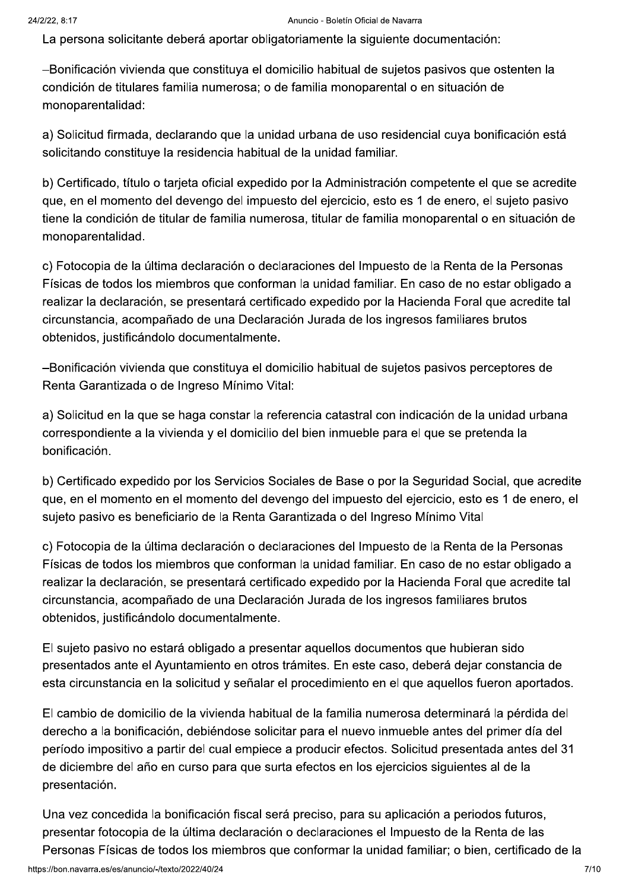La persona solicitante deberá aportar obligatoriamente la siguiente documentación:

–Bonificación vivienda que constituya el domicilio habitual de sujetos pasivos que ostenten la condición de titulares familia numerosa; o de familia monoparental o en situación de monoparentalidad:

a) Solicitud firmada, declarando que la unidad urbana de uso residencial cuya bonificación está solicitando constituye la residencia habitual de la unidad familiar.

b) Certificado, título o tarjeta oficial expedido por la Administración competente el que se acredite que, en el momento del devengo del impuesto del ejercicio, esto es 1 de enero, el sujeto pasivo tiene la condición de titular de familia numerosa, titular de familia monoparental o en situación de monoparentalidad.

c) Fotocopia de la última declaración o declaraciones del Impuesto de la Renta de la Personas Físicas de todos los miembros que conforman la unidad familiar. En caso de no estar obligado a realizar la declaración, se presentará certificado expedido por la Hacienda Foral que acredite tal circunstancia, acompañado de una Declaración Jurada de los ingresos familiares brutos obtenidos, justificándolo documentalmente.

–Bonificación vivienda que constituya el domicilio habitual de sujetos pasivos perceptores de Renta Garantizada o de Ingreso Mínimo Vital:

a) Solicitud en la que se haga constar la referencia catastral con indicación de la unidad urbana correspondiente a la vivienda y el domicilio del bien inmueble para el que se pretenda la bonificación.

b) Certificado expedido por los Servicios Sociales de Base o por la Seguridad Social, que acredite que, en el momento en el momento del devengo del impuesto del ejercicio, esto es 1 de enero, el sujeto pasivo es beneficiario de la Renta Garantizada o del Ingreso Mínimo Vital

c) Fotocopia de la última declaración o declaraciones del Impuesto de la Renta de la Personas Físicas de todos los miembros que conforman la unidad familiar. En caso de no estar obligado a realizar la declaración, se presentará certificado expedido por la Hacienda Foral que acredite tal circunstancia, acompañado de una Declaración Jurada de los ingresos familiares brutos obtenidos, justificándolo documentalmente.

El sujeto pasivo no estará obligado a presentar aquellos documentos que hubieran sido presentados ante el Ayuntamiento en otros trámites. En este caso, deberá dejar constancia de esta circunstancia en la solicitud y señalar el procedimiento en el que aquellos fueron aportados.

El cambio de domicilio de la vivienda habitual de la familia numerosa determinará la pérdida del derecho a la bonificación, debiéndose solicitar para el nuevo inmueble antes del primer día del período impositivo a partir del cual empiece a producir efectos. Solicitud presentada antes del 31 de diciembre del año en curso para que surta efectos en los ejercicios siguientes al de la presentación.

Una vez concedida la bonificación fiscal será preciso, para su aplicación a periodos futuros, presentar fotocopia de la última declaración o declaraciones el Impuesto de la Renta de las Personas Físicas de todos los miembros que conformar la unidad familiar; o bien, certificado de la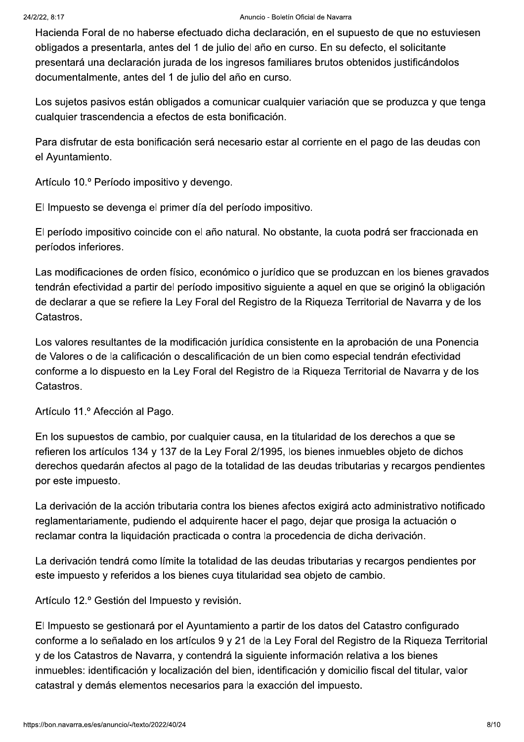Hacienda Foral de no haberse efectuado dicha declaración, en el supuesto de que no estuviesen obligados a presentarla, antes del 1 de julio del año en curso. En su defecto, el solicitante presentará una declaración jurada de los ingresos familiares brutos obtenidos justificándolos documentalmente, antes del 1 de julio del año en curso.

Los sujetos pasivos están obligados a comunicar cualquier variación que se produzca y que tenga cualquier trascendencia a efectos de esta bonificación.

Para disfrutar de esta bonificación será necesario estar al corriente en el pago de las deudas con el Ayuntamiento.

Artículo 10.º Período impositivo y devengo.

El Impuesto se devenga el primer día del período impositivo.

El período impositivo coincide con el año natural. No obstante, la cuota podrá ser fraccionada en períodos inferiores.

Las modificaciones de orden físico, económico o jurídico que se produzcan en los bienes gravados tendrán efectividad a partir del período impositivo siguiente a aquel en que se originó la obligación de declarar a que se refiere la Ley Foral del Registro de la Riqueza Territorial de Navarra y de los Catastros.

Los valores resultantes de la modificación jurídica consistente en la aprobación de una Ponencia de Valores o de la calificación o descalificación de un bien como especial tendrán efectividad conforme a lo dispuesto en la Ley Foral del Registro de la Riqueza Territorial de Navarra y de los Catastros.

Artículo 11.º Afección al Pago.

En los supuestos de cambio, por cualquier causa, en la titularidad de los derechos a que se refieren los artículos 134 y 137 de la Ley Foral 2/1995, los bienes inmuebles objeto de dichos derechos quedarán afectos al pago de la totalidad de las deudas tributarias y recargos pendientes por este impuesto.

La derivación de la acción tributaria contra los bienes afectos exigirá acto administrativo notificado reglamentariamente, pudiendo el adquirente hacer el pago, dejar que prosiga la actuación o reclamar contra la liquidación practicada o contra la procedencia de dicha derivación.

La derivación tendrá como límite la totalidad de las deudas tributarias y recargos pendientes por este impuesto y referidos a los bienes cuya titularidad sea objeto de cambio.

Artículo 12.º Gestión del Impuesto y revisión.

El Impuesto se gestionará por el Ayuntamiento a partir de los datos del Catastro configurado conforme a lo señalado en los artículos 9 y 21 de la Ley Foral del Registro de la Riqueza Territorial y de los Catastros de Navarra, y contendrá la siguiente información relativa a los bienes inmuebles: identificación y localización del bien, identificación y domicilio fiscal del titular, valor catastral y demás elementos necesarios para la exacción del impuesto.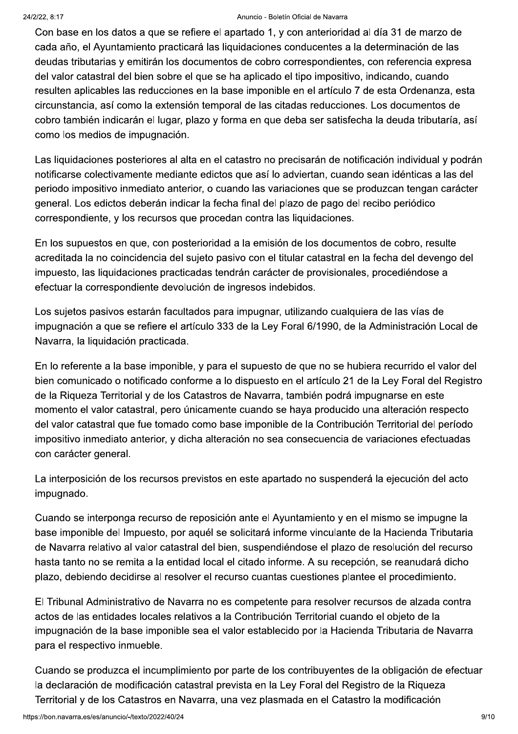Con base en los datos a que se refiere el apartado 1, y con anterioridad al día 31 de marzo de cada año, el Ayuntamiento practicará las liquidaciones conducentes a la determinación de las deudas tributarias y emitirán los documentos de cobro correspondientes, con referencia expresa del valor catastral del bien sobre el que se ha aplicado el tipo impositivo, indicando, cuando resulten aplicables las reducciones en la base imponible en el artículo 7 de esta Ordenanza, esta circunstancia, así como la extensión temporal de las citadas reducciones. Los documentos de cobro también indicarán el lugar, plazo y forma en que deba ser satisfecha la deuda tributaría, así como los medios de impugnación.

Las liquidaciones posteriores al alta en el catastro no precisarán de notificación individual y podrán notificarse colectivamente mediante edictos que así lo adviertan, cuando sean idénticas a las del periodo impositivo inmediato anterior, o cuando las variaciones que se produzcan tengan carácter general. Los edictos deberán indicar la fecha final del plazo de pago del recibo periódico correspondiente, y los recursos que procedan contra las liquidaciones.

En los supuestos en que, con posterioridad a la emisión de los documentos de cobro, resulte acreditada la no coincidencia del sujeto pasivo con el titular catastral en la fecha del devengo del impuesto, las liquidaciones practicadas tendrán carácter de provisionales, procediéndose a efectuar la correspondiente devolución de ingresos indebidos.

Los sujetos pasivos estarán facultados para impugnar, utilizando cualquiera de las vías de impugnación a que se refiere el artículo 333 de la Ley Foral 6/1990, de la Administración Local de Navarra, la liquidación practicada.

En lo referente a la base imponible, y para el supuesto de que no se hubiera recurrido el valor del bien comunicado o notificado conforme a lo dispuesto en el artículo 21 de la Ley Foral del Registro de la Riqueza Territorial y de los Catastros de Navarra, también podrá impugnarse en este momento el valor catastral, pero únicamente cuando se haya producido una alteración respecto del valor catastral que fue tomado como base imponible de la Contribución Territorial del período impositivo inmediato anterior, y dicha alteración no sea consecuencia de variaciones efectuadas con carácter general.

La interposición de los recursos previstos en este apartado no suspenderá la ejecución del acto impugnado.

Cuando se interponga recurso de reposición ante el Ayuntamiento y en el mismo se impugne la base imponible del Impuesto, por aquél se solicitará informe vinculante de la Hacienda Tributaria de Navarra relativo al valor catastral del bien, suspendiéndose el plazo de resolución del recurso hasta tanto no se remita a la entidad local el citado informe. A su recepción, se reanudará dicho plazo, debiendo decidirse al resolver el recurso cuantas cuestiones plantee el procedimiento.

El Tribunal Administrativo de Navarra no es competente para resolver recursos de alzada contra actos de las entidades locales relativos a la Contribución Territorial cuando el objeto de la impugnación de la base imponible sea el valor establecido por la Hacienda Tributaria de Navarra para el respectivo inmueble.

Cuando se produzca el incumplimiento por parte de los contribuyentes de la obligación de efectuar la declaración de modificación catastral prevista en la Ley Foral del Registro de la Riqueza Territorial y de los Catastros en Navarra, una vez plasmada en el Catastro la modificación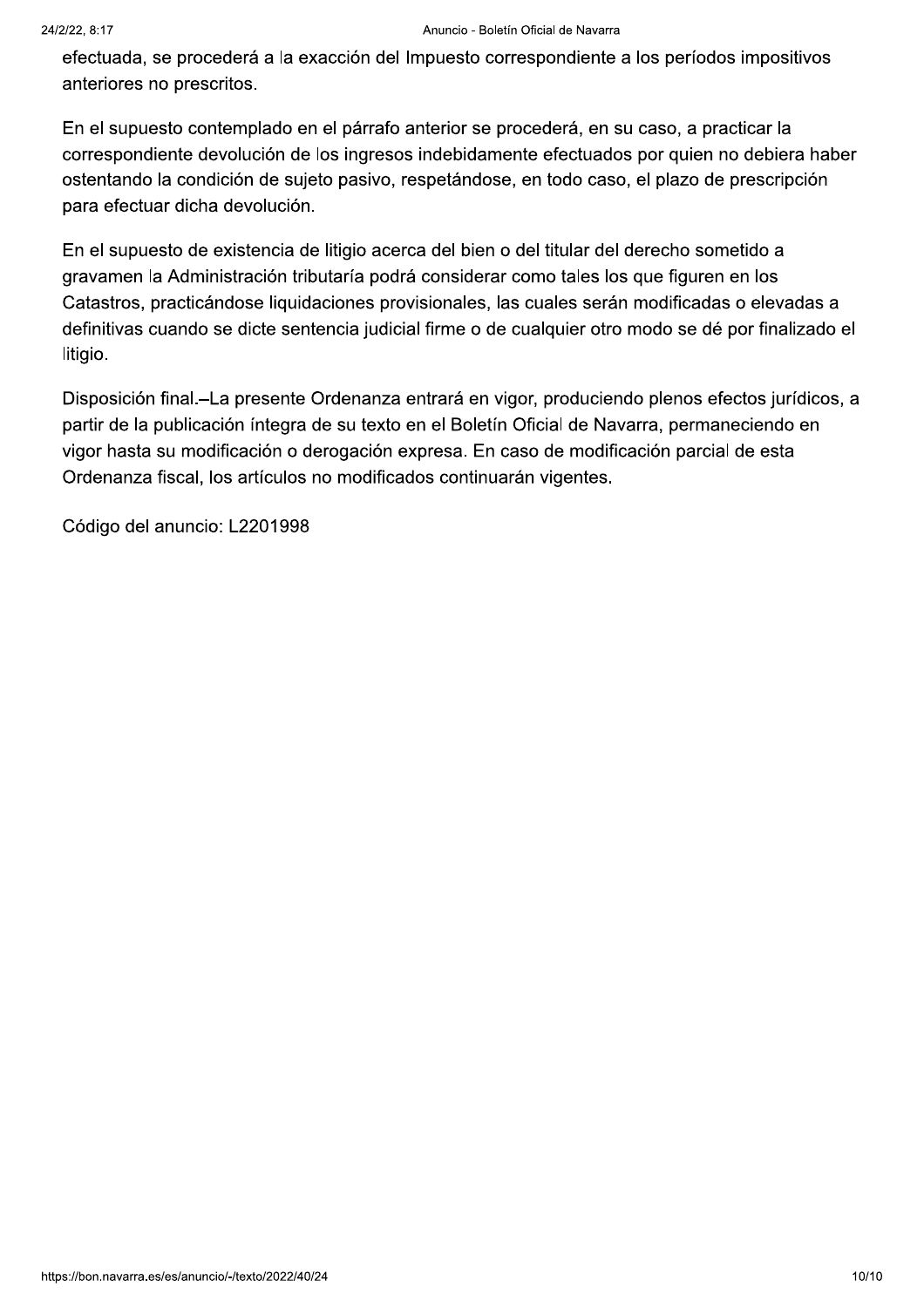efectuada, se procederá a la exacción del Impuesto correspondiente a los períodos impositivos anteriores no prescritos.

En el supuesto contemplado en el párrafo anterior se procederá, en su caso, a practicar la correspondiente devolución de los ingresos indebidamente efectuados por quien no debiera haber ostentando la condición de sujeto pasivo, respetándose, en todo caso, el plazo de prescripción para efectuar dicha devolución.

En el supuesto de existencia de litigio acerca del bien o del titular del derecho sometido a gravamen la Administración tributaría podrá considerar como tales los que figuren en los Catastros, practicándose liquidaciones provisionales, las cuales serán modificadas o elevadas a definitivas cuando se dicte sentencia judicial firme o de cualquier otro modo se dé por finalizado el litigio.

Disposición final.–La presente Ordenanza entrará en vigor, produciendo plenos efectos jurídicos, a partir de la publicación íntegra de su texto en el Boletín Oficial de Navarra, permaneciendo en vigor hasta su modificación o derogación expresa. En caso de modificación parcial de esta Ordenanza fiscal, los artículos no modificados continuarán vigentes.

Código del anuncio: L2201998